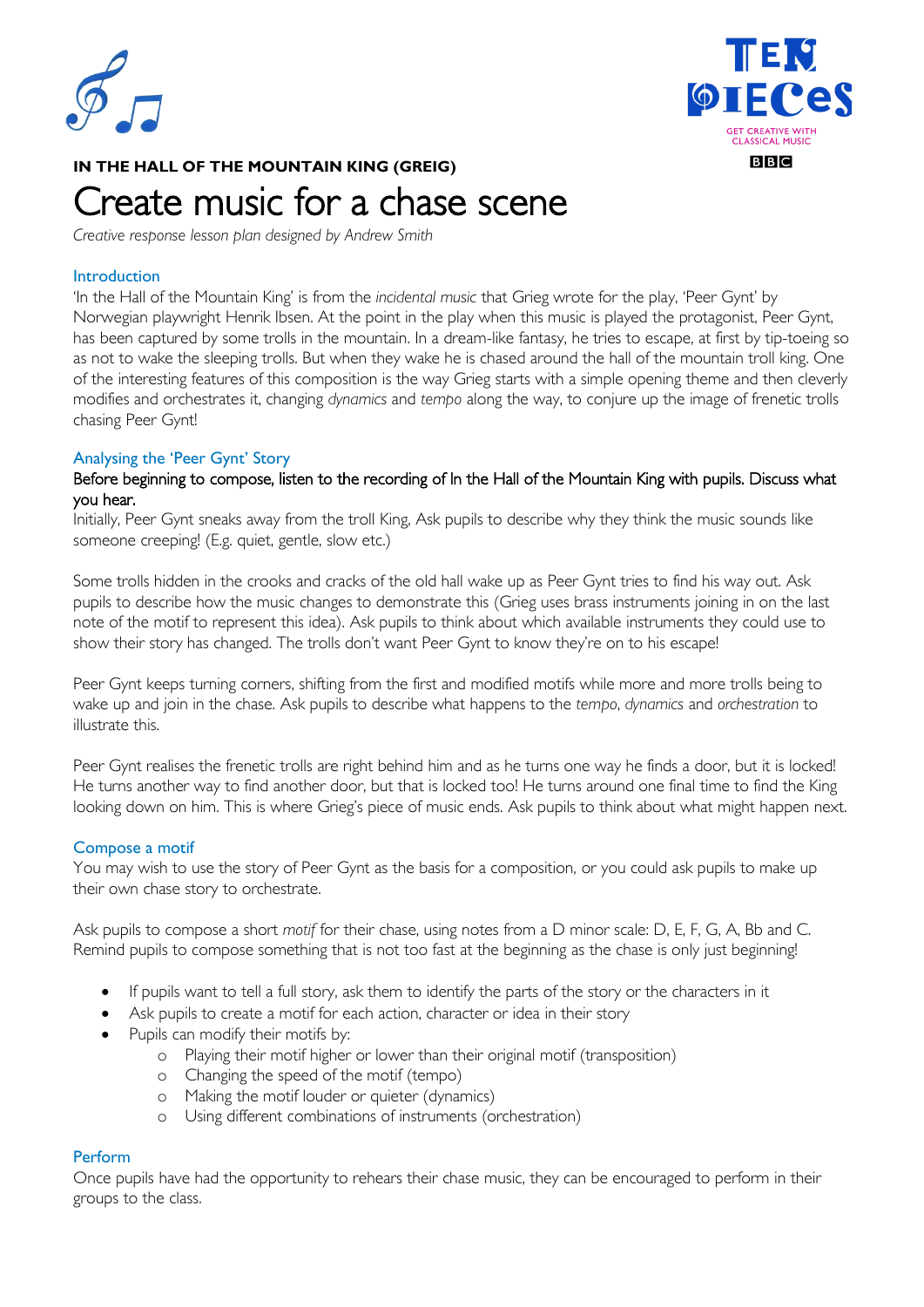**IN THE HALL OF THE MOUNTAIN KING (GREIG)**

# Create music for a chase scene

*Creative response lesson plan designed by Andrew Smith*

## Introduction

'In the Hall of the Mountain King' is from the *incidental music* that Grieg wrote for the play, 'Peer Gynt' by Norwegian playwright Henrik Ibsen. At the point in the play when this music is played the protagonist, Peer Gynt, has been captured by some trolls in the mountain. In a dream-like fantasy, he tries to escape, at first by tip-toeing so as not to wake the sleeping trolls. But when they wake he is chased around the hall of the mountain troll king. One of the interesting features of this composition is the way Grieg starts with a simple opening theme and then cleverly modifies and orchestrates it, changing *dynamics* and *tempo* along the way, to conjure up the image of frenetic trolls chasing Peer Gynt!

## Analysing the 'Peer Gynt' Story

Before beginning to compose, listen to the recording of In the Hall of the Mountain King with pupils. Discuss what you hear.

Initially, Peer Gynt sneaks away from the troll King. Ask pupils to describe why they think the music sounds like someone creeping! (E.g. quiet, gentle, slow etc.)

Some trolls hidden in the crooks and cracks of the old hall wake up as Peer Gynt tries to find his way out. Ask pupils to describe how the music changes to demonstrate this (Grieg uses brass instruments joining in on the last note of the motif to represent this idea). Ask pupils to think about which available instruments they could use to show their story has changed. The trolls don't want Peer Gynt to know they're on to his escape!

Peer Gynt keeps turning corners, shifting from the first and modified motifs while more and more trolls being to wake up and join in the chase. Ask pupils to describe what happens to the *tempo*, *dynamics* and *orchestration* to illustrate this.

Peer Gynt realises the frenetic trolls are right behind him and as he turns one way he finds a door, but it is locked! He turns another way to find another door, but that is locked too! He turns around one final time to find the King looking down on him. This is where Grieg's piece of music ends. Ask pupils to think about what might happen next.

## Compose a motif

You may wish to use the story of Peer Gynt as the basis for a composition, or you could ask pupils to make up their own chase story to orchestrate.

Ask pupils to compose a short *motif* for their chase, using notes from a D minor scale: D, E, F, G, A, Bb and C. Remind pupils to compose something that is not too fast at the beginning as the chase is only just beginning!

- If pupils want to tell a full story, ask them to identify the parts of the story or the characters in it
- Ask pupils to create a motif for each action, character or idea in their story
- Pupils can modify their motifs by:
  - Playing their motif higher or lower than their original motif (transposition)
  - Changing the speed of the motif (tempo)
  - Making the motif louder or quieter (dynamics)
  - Using different combinations of instruments (orchestration)

## Perform

Once pupils have had the opportunity to rehears their chase music, they can be encouraged to perform in their groups to the class.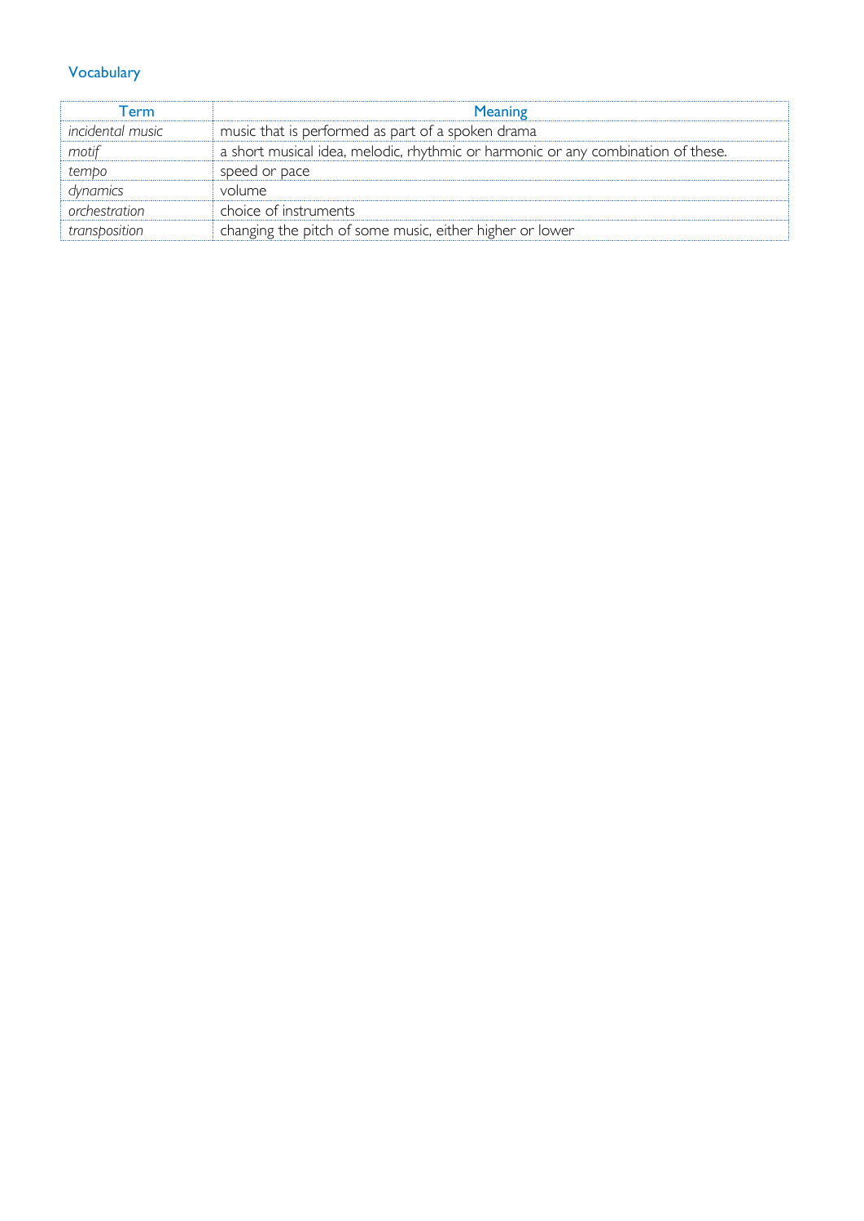## Vocabulary

| Term | Meaning |
|---|---|
| *incidental music* | music that is performed as part of a spoken drama |
| *motif* | a short musical idea, melodic, rhythmic or harmonic or any combination of these. |
| *tempo* | speed or pace |
| *dynamics* | volume |
| *orchestration* | choice of instruments |
| *transposition* | changing the pitch of some music, either higher or lower |